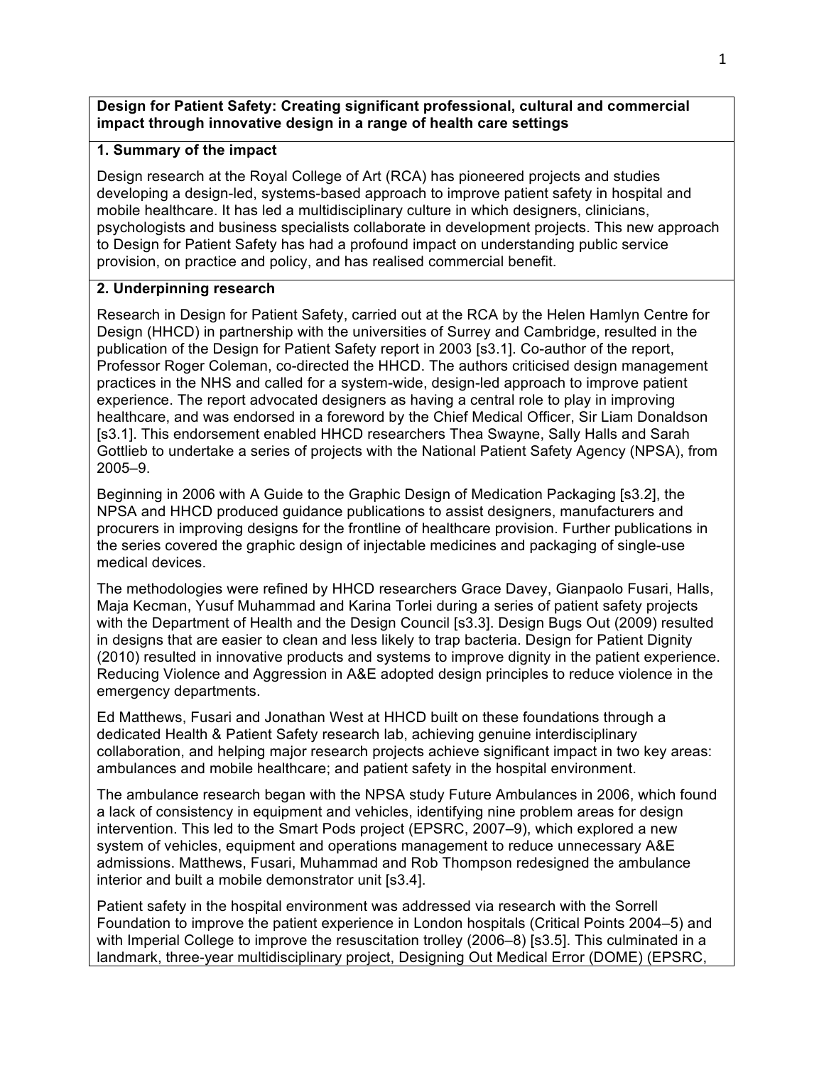**Design for Patient Safety: Creating significant professional, cultural and commercial impact through innovative design in a range of health care settings**

## 1. Summary of the impact

Design research at the Royal College of Art (RCA) has pioneered projects and studies developing a design-led, systems-based approach to improve patient safety in hospital and mobile healthcare. It has led a multidisciplinary culture in which designers, clinicians, psychologists and business specialists collaborate in development projects. This new approach to Design for Patient Safety has had a profound impact on understanding public service provision, on practice and policy, and has realised commercial benefit.

## 2. Underpinning research

Research in Design for Patient Safety, carried out at the RCA by the Helen Hamlyn Centre for Design (HHCD) in partnership with the universities of Surrey and Cambridge, resulted in the publication of the Design for Patient Safety report in 2003 [s3.1]. Co-author of the report, Professor Roger Coleman, co-directed the HHCD. The authors criticised design management practices in the NHS and called for a system-wide, design-led approach to improve patient experience. The report advocated designers as having a central role to play in improving healthcare, and was endorsed in a foreword by the Chief Medical Officer, Sir Liam Donaldson [s3.1]. This endorsement enabled HHCD researchers Thea Swayne, Sally Halls and Sarah Gottlieb to undertake a series of projects with the National Patient Safety Agency (NPSA), from 2005–9.

Beginning in 2006 with A Guide to the Graphic Design of Medication Packaging [s3.2], the NPSA and HHCD produced guidance publications to assist designers, manufacturers and procurers in improving designs for the frontline of healthcare provision. Further publications in the series covered the graphic design of injectable medicines and packaging of single-use medical devices.

The methodologies were refined by HHCD researchers Grace Davey, Gianpaolo Fusari, Halls, Maja Kecman, Yusuf Muhammad and Karina Torlei during a series of patient safety projects with the Department of Health and the Design Council [s3.3]. Design Bugs Out (2009) resulted in designs that are easier to clean and less likely to trap bacteria. Design for Patient Dignity (2010) resulted in innovative products and systems to improve dignity in the patient experience. Reducing Violence and Aggression in A&E adopted design principles to reduce violence in the emergency departments.

Ed Matthews, Fusari and Jonathan West at HHCD built on these foundations through a dedicated Health & Patient Safety research lab, achieving genuine interdisciplinary collaboration, and helping major research projects achieve significant impact in two key areas: ambulances and mobile healthcare; and patient safety in the hospital environment.

The ambulance research began with the NPSA study Future Ambulances in 2006, which found a lack of consistency in equipment and vehicles, identifying nine problem areas for design intervention. This led to the Smart Pods project (EPSRC, 2007–9), which explored a new system of vehicles, equipment and operations management to reduce unnecessary A&E admissions. Matthews, Fusari, Muhammad and Rob Thompson redesigned the ambulance interior and built a mobile demonstrator unit [s3.4].

Patient safety in the hospital environment was addressed via research with the Sorrell Foundation to improve the patient experience in London hospitals (Critical Points 2004–5) and with Imperial College to improve the resuscitation trolley (2006–8) [s3.5]. This culminated in a landmark, three-year multidisciplinary project, Designing Out Medical Error (DOME) (EPSRC,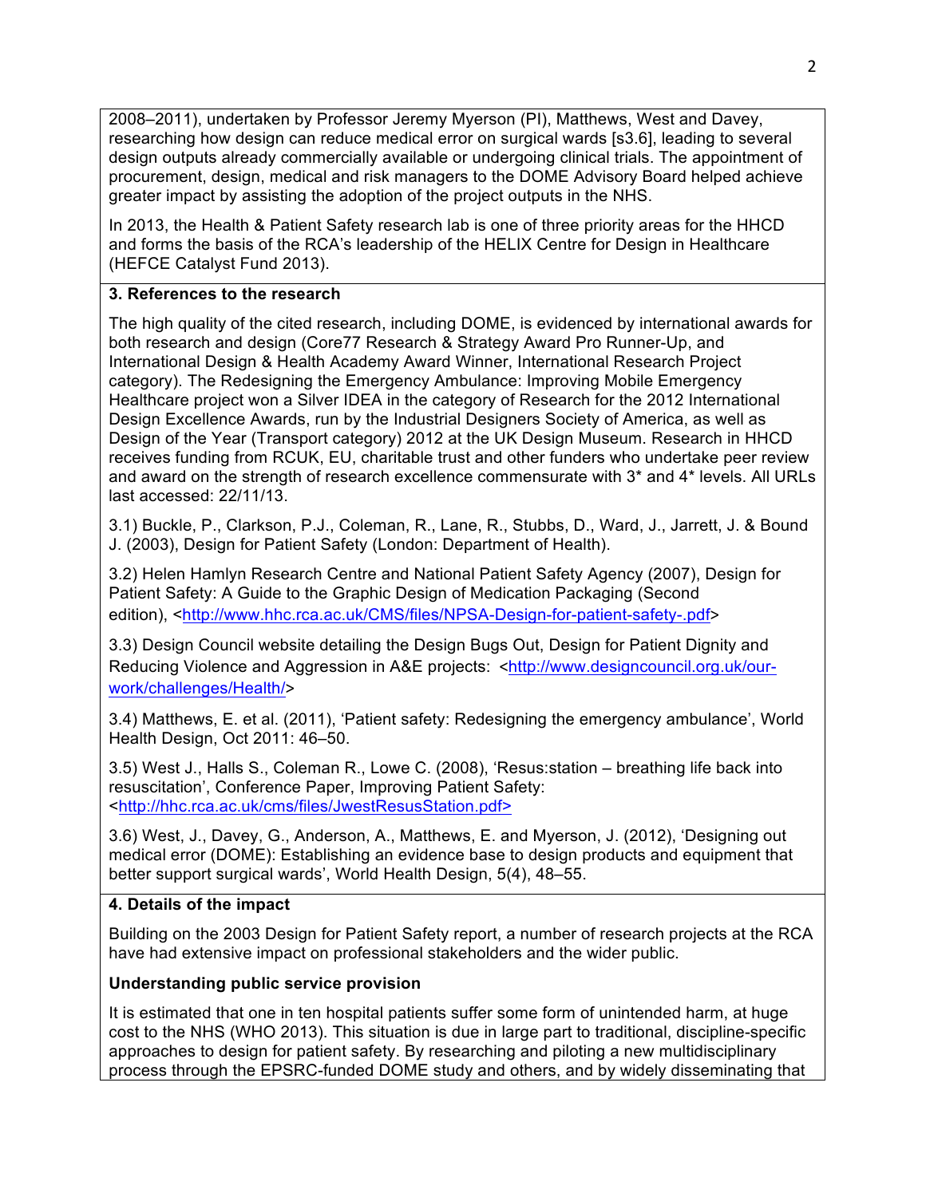2008–2011), undertaken by Professor Jeremy Myerson (PI), Matthews, West and Davey, researching how design can reduce medical error on surgical wards [s3.6], leading to several design outputs already commercially available or undergoing clinical trials. The appointment of procurement, design, medical and risk managers to the DOME Advisory Board helped achieve greater impact by assisting the adoption of the project outputs in the NHS.

In 2013, the Health & Patient Safety research lab is one of three priority areas for the HHCD and forms the basis of the RCA's leadership of the HELIX Centre for Design in Healthcare (HEFCE Catalyst Fund 2013).

**3. References to the research**

The high quality of the cited research, including DOME, is evidenced by international awards for both research and design (Core77 Research & Strategy Award Pro Runner-Up, and International Design & Health Academy Award Winner, International Research Project category). The Redesigning the Emergency Ambulance: Improving Mobile Emergency Healthcare project won a Silver IDEA in the category of Research for the 2012 International Design Excellence Awards, run by the Industrial Designers Society of America, as well as Design of the Year (Transport category) 2012 at the UK Design Museum. Research in HHCD receives funding from RCUK, EU, charitable trust and other funders who undertake peer review and award on the strength of research excellence commensurate with 3* and 4* levels. All URLs last accessed: 22/11/13.

3.1) Buckle, P., Clarkson, P.J., Coleman, R., Lane, R., Stubbs, D., Ward, J., Jarrett, J. & Bound J. (2003), Design for Patient Safety (London: Department of Health).

3.2) Helen Hamlyn Research Centre and National Patient Safety Agency (2007), Design for Patient Safety: A Guide to the Graphic Design of Medication Packaging (Second edition), <http://www.hhc.rca.ac.uk/CMS/files/NPSA-Design-for-patient-safety-.pdf>

3.3) Design Council website detailing the Design Bugs Out, Design for Patient Dignity and Reducing Violence and Aggression in A&E projects: <http://www.designcouncil.org.uk/our-work/challenges/Health/>

3.4) Matthews, E. et al. (2011), 'Patient safety: Redesigning the emergency ambulance', World Health Design, Oct 2011: 46–50.

3.5) West J., Halls S., Coleman R., Lowe C. (2008), 'Resus:station – breathing life back into resuscitation', Conference Paper, Improving Patient Safety: <http://hhc.rca.ac.uk/cms/files/JwestResusStation.pdf>

3.6) West, J., Davey, G., Anderson, A., Matthews, E. and Myerson, J. (2012), 'Designing out medical error (DOME): Establishing an evidence base to design products and equipment that better support surgical wards', World Health Design, 5(4), 48–55.

**4. Details of the impact**

Building on the 2003 Design for Patient Safety report, a number of research projects at the RCA have had extensive impact on professional stakeholders and the wider public.

**Understanding public service provision**

It is estimated that one in ten hospital patients suffer some form of unintended harm, at huge cost to the NHS (WHO 2013). This situation is due in large part to traditional, discipline-specific approaches to design for patient safety. By researching and piloting a new multidisciplinary process through the EPSRC-funded DOME study and others, and by widely disseminating that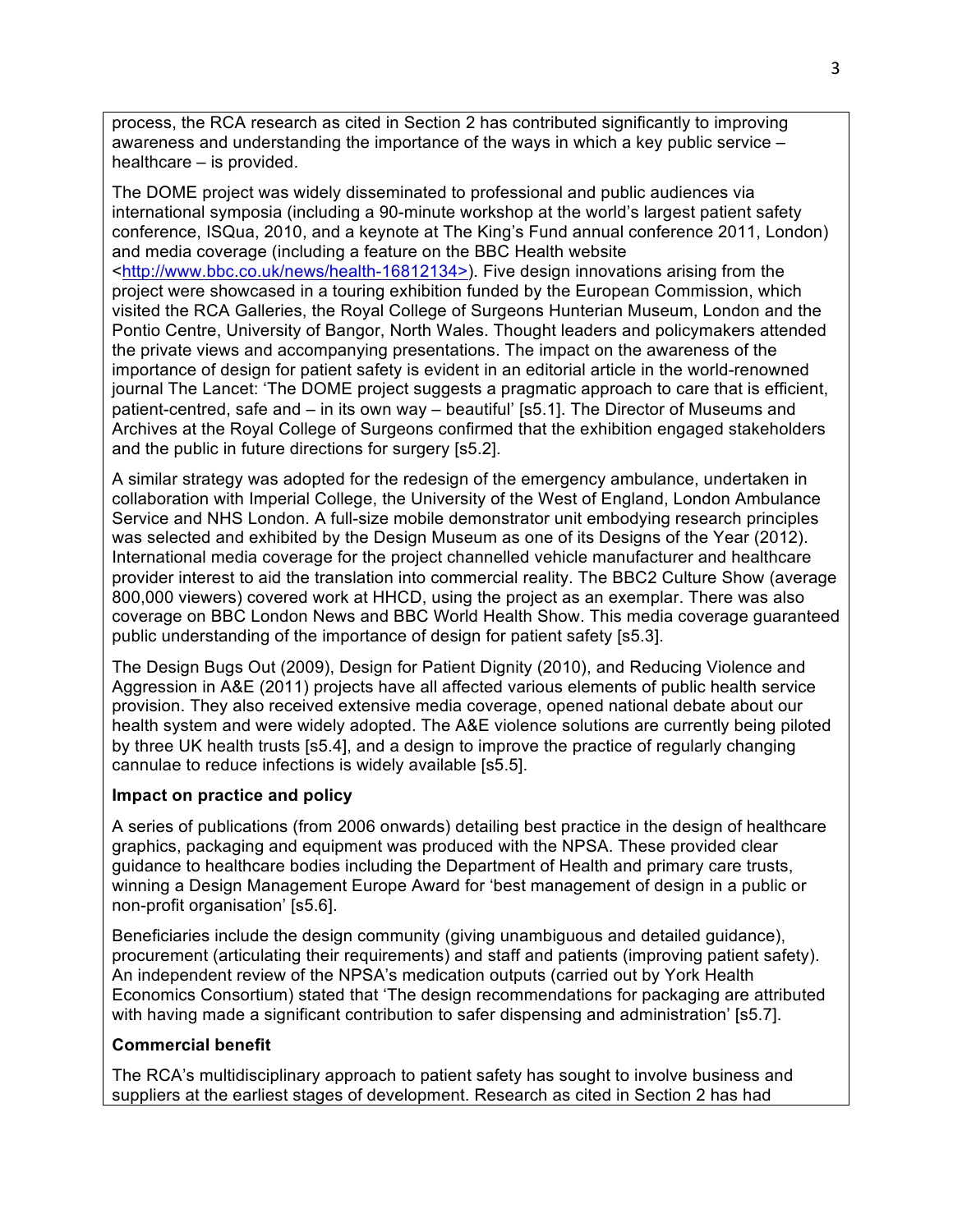process, the RCA research as cited in Section 2 has contributed significantly to improving awareness and understanding the importance of the ways in which a key public service – healthcare – is provided.

The DOME project was widely disseminated to professional and public audiences via international symposia (including a 90-minute workshop at the world's largest patient safety conference, ISQua, 2010, and a keynote at The King's Fund annual conference 2011, London) and media coverage (including a feature on the BBC Health website <http://www.bbc.co.uk/news/health-16812134>). Five design innovations arising from the project were showcased in a touring exhibition funded by the European Commission, which visited the RCA Galleries, the Royal College of Surgeons Hunterian Museum, London and the Pontio Centre, University of Bangor, North Wales. Thought leaders and policymakers attended the private views and accompanying presentations. The impact on the awareness of the importance of design for patient safety is evident in an editorial article in the world-renowned journal The Lancet: 'The DOME project suggests a pragmatic approach to care that is efficient, patient-centred, safe and – in its own way – beautiful' [s5.1]. The Director of Museums and Archives at the Royal College of Surgeons confirmed that the exhibition engaged stakeholders and the public in future directions for surgery [s5.2].

A similar strategy was adopted for the redesign of the emergency ambulance, undertaken in collaboration with Imperial College, the University of the West of England, London Ambulance Service and NHS London. A full-size mobile demonstrator unit embodying research principles was selected and exhibited by the Design Museum as one of its Designs of the Year (2012). International media coverage for the project channelled vehicle manufacturer and healthcare provider interest to aid the translation into commercial reality. The BBC2 Culture Show (average 800,000 viewers) covered work at HHCD, using the project as an exemplar. There was also coverage on BBC London News and BBC World Health Show. This media coverage guaranteed public understanding of the importance of design for patient safety [s5.3].

The Design Bugs Out (2009), Design for Patient Dignity (2010), and Reducing Violence and Aggression in A&E (2011) projects have all affected various elements of public health service provision. They also received extensive media coverage, opened national debate about our health system and were widely adopted. The A&E violence solutions are currently being piloted by three UK health trusts [s5.4], and a design to improve the practice of regularly changing cannulae to reduce infections is widely available [s5.5].

**Impact on practice and policy**

A series of publications (from 2006 onwards) detailing best practice in the design of healthcare graphics, packaging and equipment was produced with the NPSA. These provided clear guidance to healthcare bodies including the Department of Health and primary care trusts, winning a Design Management Europe Award for 'best management of design in a public or non-profit organisation' [s5.6].

Beneficiaries include the design community (giving unambiguous and detailed guidance), procurement (articulating their requirements) and staff and patients (improving patient safety). An independent review of the NPSA's medication outputs (carried out by York Health Economics Consortium) stated that 'The design recommendations for packaging are attributed with having made a significant contribution to safer dispensing and administration' [s5.7].

**Commercial benefit**

The RCA's multidisciplinary approach to patient safety has sought to involve business and suppliers at the earliest stages of development. Research as cited in Section 2 has had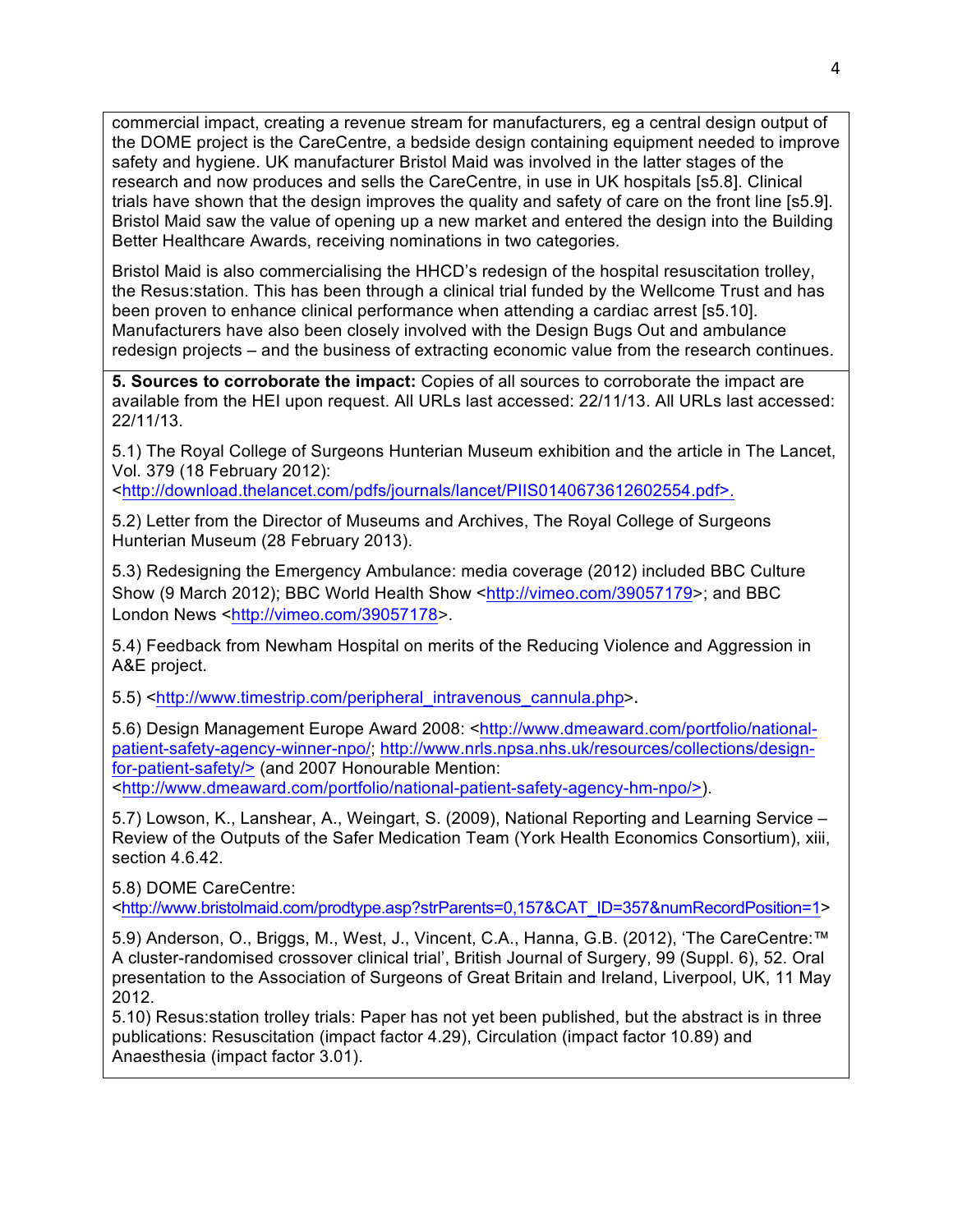commercial impact, creating a revenue stream for manufacturers, eg a central design output of the DOME project is the CareCentre, a bedside design containing equipment needed to improve safety and hygiene. UK manufacturer Bristol Maid was involved in the latter stages of the research and now produces and sells the CareCentre, in use in UK hospitals [s5.8]. Clinical trials have shown that the design improves the quality and safety of care on the front line [s5.9]. Bristol Maid saw the value of opening up a new market and entered the design into the Building Better Healthcare Awards, receiving nominations in two categories.

Bristol Maid is also commercialising the HHCD's redesign of the hospital resuscitation trolley, the Resus:station. This has been through a clinical trial funded by the Wellcome Trust and has been proven to enhance clinical performance when attending a cardiac arrest [s5.10]. Manufacturers have also been closely involved with the Design Bugs Out and ambulance redesign projects – and the business of extracting economic value from the research continues.

**5. Sources to corroborate the impact:** Copies of all sources to corroborate the impact are available from the HEI upon request. All URLs last accessed: 22/11/13. All URLs last accessed: 22/11/13.

5.1) The Royal College of Surgeons Hunterian Museum exhibition and the article in The Lancet, Vol. 379 (18 February 2012): <http://download.thelancet.com/pdfs/journals/lancet/PIIS0140673612602554.pdf>.

5.2) Letter from the Director of Museums and Archives, The Royal College of Surgeons Hunterian Museum (28 February 2013).

5.3) Redesigning the Emergency Ambulance: media coverage (2012) included BBC Culture Show (9 March 2012); BBC World Health Show <http://vimeo.com/39057179>; and BBC London News <http://vimeo.com/39057178>.

5.4) Feedback from Newham Hospital on merits of the Reducing Violence and Aggression in A&E project.

5.5) <http://www.timestrip.com/peripheral_intravenous_cannula.php>.

5.6) Design Management Europe Award 2008: <http://www.dmeaward.com/portfolio/national-patient-safety-agency-winner-npo/; http://www.nrls.npsa.nhs.uk/resources/collections/design-for-patient-safety/> (and 2007 Honourable Mention: <http://www.dmeaward.com/portfolio/national-patient-safety-agency-hm-npo/>).

5.7) Lowson, K., Lanshear, A., Weingart, S. (2009), National Reporting and Learning Service – Review of the Outputs of the Safer Medication Team (York Health Economics Consortium), xiii, section 4.6.42.

5.8) DOME CareCentre: <http://www.bristolmaid.com/prodtype.asp?strParents=0,157&CAT_ID=357&numRecordPosition=1>

5.9) Anderson, O., Briggs, M., West, J., Vincent, C.A., Hanna, G.B. (2012), 'The CareCentre:™ A cluster-randomised crossover clinical trial', British Journal of Surgery, 99 (Suppl. 6), 52. Oral presentation to the Association of Surgeons of Great Britain and Ireland, Liverpool, UK, 11 May 2012.

5.10) Resus:station trolley trials: Paper has not yet been published, but the abstract is in three publications: Resuscitation (impact factor 4.29), Circulation (impact factor 10.89) and Anaesthesia (impact factor 3.01).